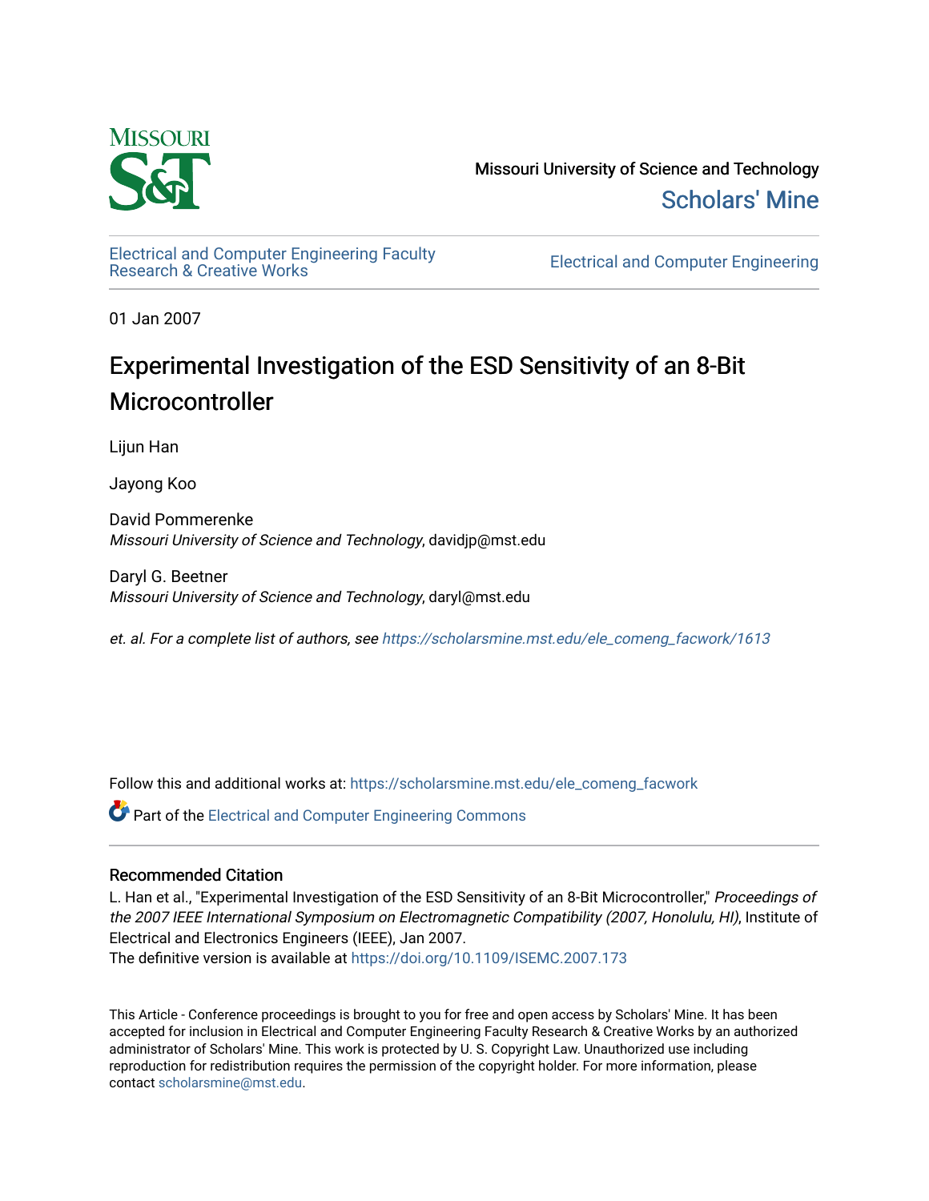Missouri University of Science and Technology

Scholars' Mine

Electrical and Computer Engineering Faculty Research & Creative Works

Electrical and Computer Engineering

01 Jan 2007

# Experimental Investigation of the ESD Sensitivity of an 8-Bit Microcontroller

Lijun Han

Jayong Koo

David Pommerenke
*Missouri University of Science and Technology*, davidjp@mst.edu

Daryl G. Beetner
*Missouri University of Science and Technology*, daryl@mst.edu

*et. al. For a complete list of authors, see* https://scholarsmine.mst.edu/ele_comeng_facwork/1613

Follow this and additional works at: https://scholarsmine.mst.edu/ele_comeng_facwork

Part of the Electrical and Computer Engineering Commons

## Recommended Citation

L. Han et al., "Experimental Investigation of the ESD Sensitivity of an 8-Bit Microcontroller," *Proceedings of the 2007 IEEE International Symposium on Electromagnetic Compatibility (2007, Honolulu, HI)*, Institute of Electrical and Electronics Engineers (IEEE), Jan 2007.
The definitive version is available at https://doi.org/10.1109/ISEMC.2007.173

This Article - Conference proceedings is brought to you for free and open access by Scholars' Mine. It has been accepted for inclusion in Electrical and Computer Engineering Faculty Research & Creative Works by an authorized administrator of Scholars' Mine. This work is protected by U. S. Copyright Law. Unauthorized use including reproduction for redistribution requires the permission of the copyright holder. For more information, please contact scholarsmine@mst.edu.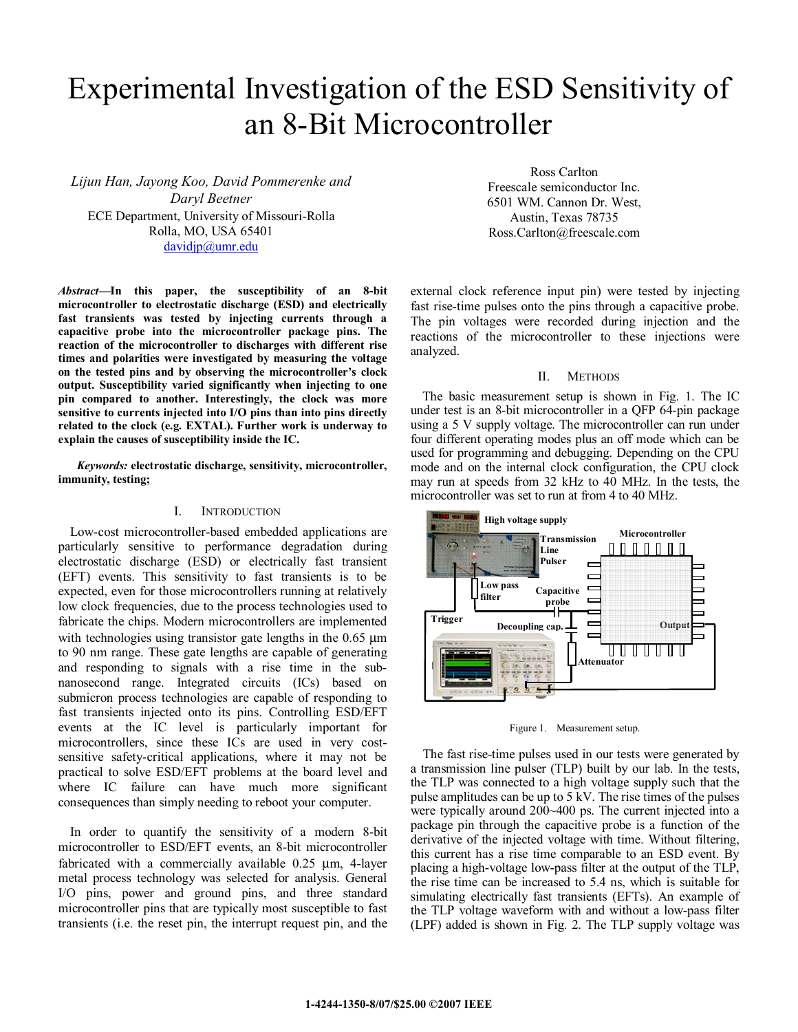# Experimental Investigation of the ESD Sensitivity of an 8-Bit Microcontroller

*Lijun Han, Jayong Koo, David Pommerenke and Daryl Beetner*
ECE Department, University of Missouri-Rolla
Rolla, MO, USA 65401
davidjp@umr.edu

Ross Carlton
Freescale semiconductor Inc.
6501 WM. Cannon Dr. West,
Austin, Texas 78735
Ross.Carlton@freescale.com

***Abstract*—In this paper, the susceptibility of an 8-bit microcontroller to electrostatic discharge (ESD) and electrically fast transients was tested by injecting currents through a capacitive probe into the microcontroller package pins. The reaction of the microcontroller to discharges with different rise times and polarities were investigated by measuring the voltage on the tested pins and by observing the microcontroller's clock output. Susceptibility varied significantly when injecting to one pin compared to another. Interestingly, the clock was more sensitive to currents injected into I/O pins than into pins directly related to the clock (e.g. EXTAL). Further work is underway to explain the causes of susceptibility inside the IC.**

***Keywords:*** **electrostatic discharge, sensitivity, microcontroller, immunity, testing;**

## I. Introduction

Low-cost microcontroller-based embedded applications are particularly sensitive to performance degradation during electrostatic discharge (ESD) or electrically fast transient (EFT) events. This sensitivity to fast transients is to be expected, even for those microcontrollers running at relatively low clock frequencies, due to the process technologies used to fabricate the chips. Modern microcontrollers are implemented with technologies using transistor gate lengths in the 0.65 µm to 90 nm range. These gate lengths are capable of generating and responding to signals with a rise time in the sub-nanosecond range. Integrated circuits (ICs) based on submicron process technologies are capable of responding to fast transients injected onto its pins. Controlling ESD/EFT events at the IC level is particularly important for microcontrollers, since these ICs are used in very cost-sensitive safety-critical applications, where it may not be practical to solve ESD/EFT problems at the board level and where IC failure can have much more significant consequences than simply needing to reboot your computer.

In order to quantify the sensitivity of a modern 8-bit microcontroller to ESD/EFT events, an 8-bit microcontroller fabricated with a commercially available 0.25 µm, 4-layer metal process technology was selected for analysis. General I/O pins, power and ground pins, and three standard microcontroller pins that are typically most susceptible to fast transients (i.e. the reset pin, the interrupt request pin, and the external clock reference input pin) were tested by injecting fast rise-time pulses onto the pins through a capacitive probe. The pin voltages were recorded during injection and the reactions of the microcontroller to these injections were analyzed.

## II. Methods

The basic measurement setup is shown in Fig. 1. The IC under test is an 8-bit microcontroller in a QFP 64-pin package using a 5 V supply voltage. The microcontroller can run under four different operating modes plus an off mode which can be used for programming and debugging. Depending on the CPU mode and on the internal clock configuration, the CPU clock may run at speeds from 32 kHz to 40 MHz. In the tests, the microcontroller was set to run at from 4 to 40 MHz.

Figure 1. Measurement setup.

The fast rise-time pulses used in our tests were generated by a transmission line pulser (TLP) built by our lab. In the tests, the TLP was connected to a high voltage supply such that the pulse amplitudes can be up to 5 kV. The rise times of the pulses were typically around 200~400 ps. The current injected into a package pin through the capacitive probe is a function of the derivative of the injected voltage with time. Without filtering, this current has a rise time comparable to an ESD event. By placing a high-voltage low-pass filter at the output of the TLP, the rise time can be increased to 5.4 ns, which is suitable for simulating electrically fast transients (EFTs). An example of the TLP voltage waveform with and without a low-pass filter (LPF) added is shown in Fig. 2. The TLP supply voltage was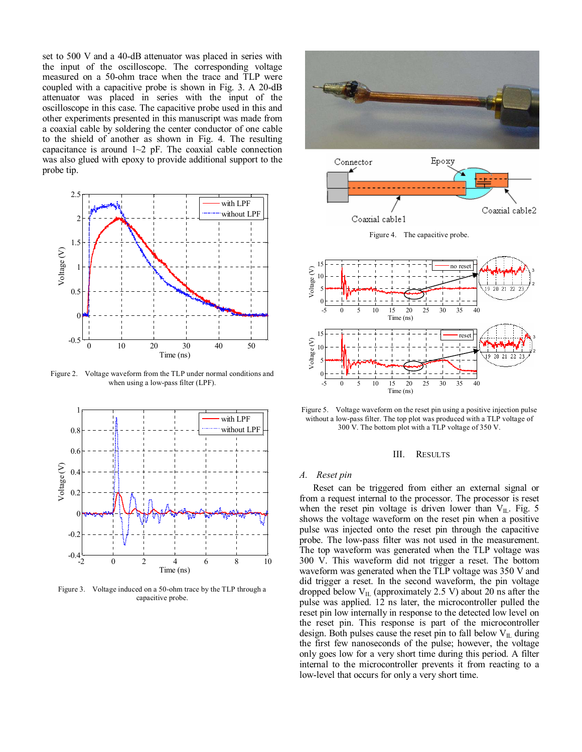set to 500 V and a 40-dB attenuator was placed in series with the input of the oscilloscope. The corresponding voltage measured on a 50-ohm trace when the trace and TLP were coupled with a capacitive probe is shown in Fig. 3. A 20-dB attenuator was placed in series with the input of the oscilloscope in this case. The capacitive probe used in this and other experiments presented in this manuscript was made from a coaxial cable by soldering the center conductor of one cable to the shield of another as shown in Fig. 4. The resulting capacitance is around 1~2 pF. The coaxial cable connection was also glued with epoxy to provide additional support to the probe tip.

Figure 2. Voltage waveform from the TLP under normal conditions and when using a low-pass filter (LPF).

Figure 3. Voltage induced on a 50-ohm trace by the TLP through a capacitive probe.

Figure 4. The capacitive probe.

Figure 5. Voltage waveform on the reset pin using a positive injection pulse without a low-pass filter. The top plot was produced with a TLP voltage of 300 V. The bottom plot with a TLP voltage of 350 V.

## III. Results

### *A. Reset pin*

Reset can be triggered from either an external signal or from a request internal to the processor. The processor is reset when the reset pin voltage is driven lower than $V_{IL}$. Fig. 5 shows the voltage waveform on the reset pin when a positive pulse was injected onto the reset pin through the capacitive probe. The low-pass filter was not used in the measurement. The top waveform was generated when the TLP voltage was 300 V. This waveform did not trigger a reset. The bottom waveform was generated when the TLP voltage was 350 V and did trigger a reset. In the second waveform, the pin voltage dropped below $V_{IL}$ (approximately 2.5 V) about 20 ns after the pulse was applied. 12 ns later, the microcontroller pulled the reset pin low internally in response to the detected low level on the reset pin. This response is part of the microcontroller design. Both pulses cause the reset pin to fall below $V_{IL}$ during the first few nanoseconds of the pulse; however, the voltage only goes low for a very short time during this period. A filter internal to the microcontroller prevents it from reacting to a low-level that occurs for only a very short time.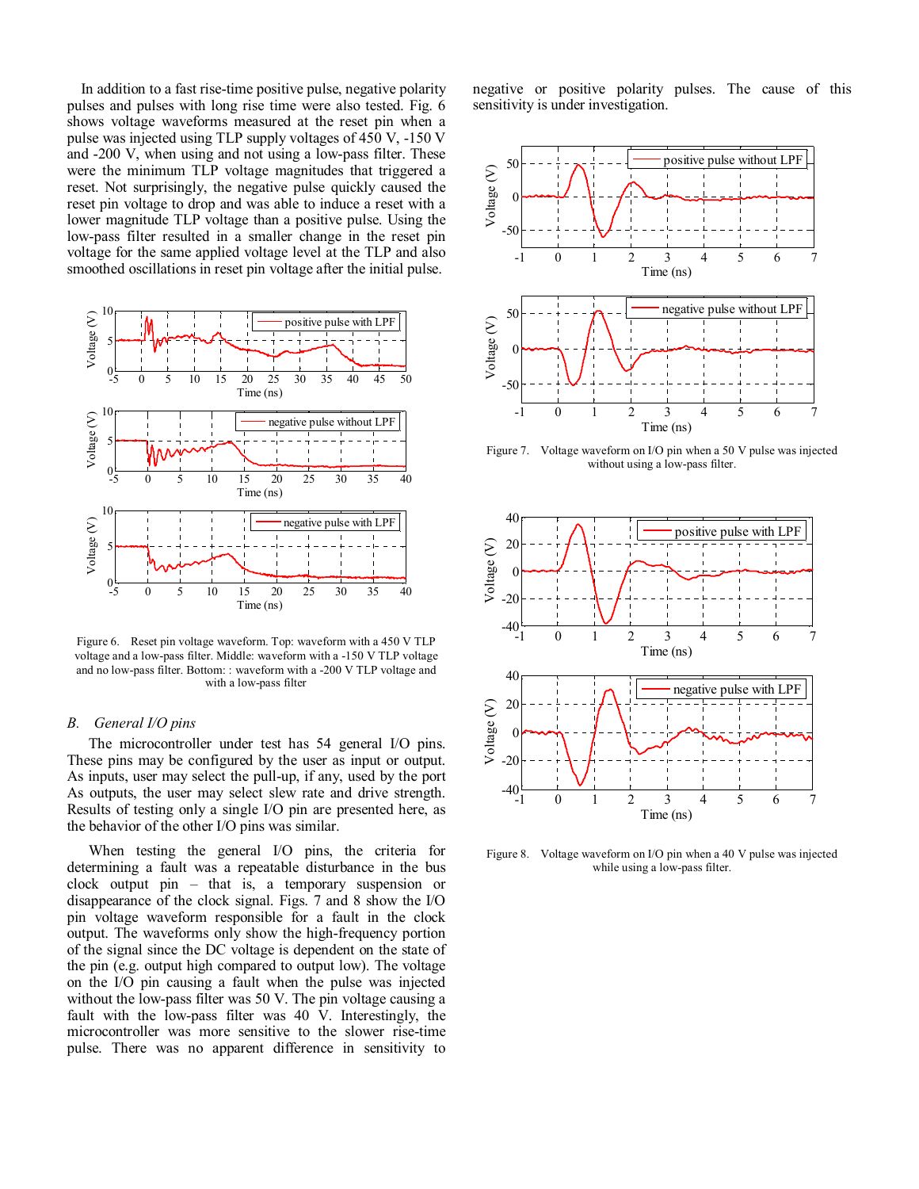In addition to a fast rise-time positive pulse, negative polarity pulses and pulses with long rise time were also tested. Fig. 6 shows voltage waveforms measured at the reset pin when a pulse was injected using TLP supply voltages of 450 V, -150 V and -200 V, when using and not using a low-pass filter. These were the minimum TLP voltage magnitudes that triggered a reset. Not surprisingly, the negative pulse quickly caused the reset pin voltage to drop and was able to induce a reset with a lower magnitude TLP voltage than a positive pulse. Using the low-pass filter resulted in a smaller change in the reset pin voltage for the same applied voltage level at the TLP and also smoothed oscillations in reset pin voltage after the initial pulse.

Figure 6. Reset pin voltage waveform. Top: waveform with a 450 V TLP voltage and a low-pass filter. Middle: waveform with a -150 V TLP voltage and no low-pass filter. Bottom: : waveform with a -200 V TLP voltage and with a low-pass filter

### B. General I/O pins

The microcontroller under test has 54 general I/O pins. These pins may be configured by the user as input or output. As inputs, user may select the pull-up, if any, used by the port As outputs, the user may select slew rate and drive strength. Results of testing only a single I/O pin are presented here, as the behavior of the other I/O pins was similar.

When testing the general I/O pins, the criteria for determining a fault was a repeatable disturbance in the bus clock output pin – that is, a temporary suspension or disappearance of the clock signal. Figs. 7 and 8 show the I/O pin voltage waveform responsible for a fault in the clock output. The waveforms only show the high-frequency portion of the signal since the DC voltage is dependent on the state of the pin (e.g. output high compared to output low). The voltage on the I/O pin causing a fault when the pulse was injected without the low-pass filter was 50 V. The pin voltage causing a fault with the low-pass filter was 40 V. Interestingly, the microcontroller was more sensitive to the slower rise-time pulse. There was no apparent difference in sensitivity to negative or positive polarity pulses. The cause of this sensitivity is under investigation.

Figure 7. Voltage waveform on I/O pin when a 50 V pulse was injected without using a low-pass filter.

Figure 8. Voltage waveform on I/O pin when a 40 V pulse was injected while using a low-pass filter.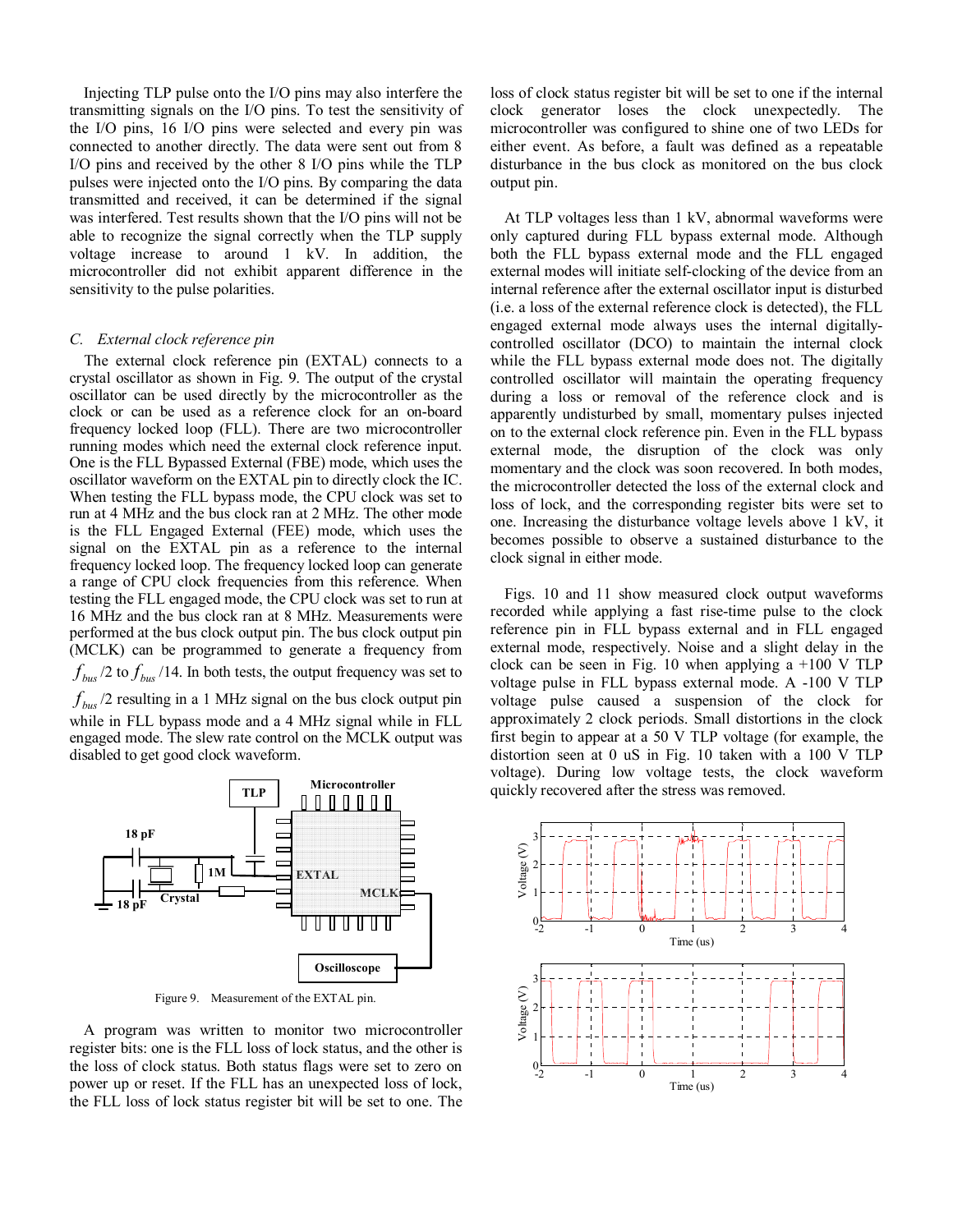Injecting TLP pulse onto the I/O pins may also interfere the transmitting signals on the I/O pins. To test the sensitivity of the I/O pins, 16 I/O pins were selected and every pin was connected to another directly. The data were sent out from 8 I/O pins and received by the other 8 I/O pins while the TLP pulses were injected onto the I/O pins. By comparing the data transmitted and received, it can be determined if the signal was interfered. Test results shown that the I/O pins will not be able to recognize the signal correctly when the TLP supply voltage increase to around 1 kV. In addition, the microcontroller did not exhibit apparent difference in the sensitivity to the pulse polarities.

### *C. External clock reference pin*

The external clock reference pin (EXTAL) connects to a crystal oscillator as shown in Fig. 9. The output of the crystal oscillator can be used directly by the microcontroller as the clock or can be used as a reference clock for an on-board frequency locked loop (FLL). There are two microcontroller running modes which need the external clock reference input. One is the FLL Bypassed External (FBE) mode, which uses the oscillator waveform on the EXTAL pin to directly clock the IC. When testing the FLL bypass mode, the CPU clock was set to run at 4 MHz and the bus clock ran at 2 MHz. The other mode is the FLL Engaged External (FEE) mode, which uses the signal on the EXTAL pin as a reference to the internal frequency locked loop. The frequency locked loop can generate a range of CPU clock frequencies from this reference. When testing the FLL engaged mode, the CPU clock was set to run at 16 MHz and the bus clock ran at 8 MHz. Measurements were performed at the bus clock output pin. The bus clock output pin (MCLK) can be programmed to generate a frequency from $f_{bus}/2$ to $f_{bus}/14$. In both tests, the output frequency was set to $f_{bus}/2$ resulting in a 1 MHz signal on the bus clock output pin while in FLL bypass mode and a 4 MHz signal while in FLL engaged mode. The slew rate control on the MCLK output was disabled to get good clock waveform.

Figure 9. Measurement of the EXTAL pin.

A program was written to monitor two microcontroller register bits: one is the FLL loss of lock status, and the other is the loss of clock status. Both status flags were set to zero on power up or reset. If the FLL has an unexpected loss of lock, the FLL loss of lock status register bit will be set to one. The loss of clock status register bit will be set to one if the internal clock generator loses the clock unexpectedly. The microcontroller was configured to shine one of two LEDs for either event. As before, a fault was defined as a repeatable disturbance in the bus clock as monitored on the bus clock output pin.

At TLP voltages less than 1 kV, abnormal waveforms were only captured during FLL bypass external mode. Although both the FLL bypass external mode and the FLL engaged external modes will initiate self-clocking of the device from an internal reference after the external oscillator input is disturbed (i.e. a loss of the external reference clock is detected), the FLL engaged external mode always uses the internal digitally-controlled oscillator (DCO) to maintain the internal clock while the FLL bypass external mode does not. The digitally controlled oscillator will maintain the operating frequency during a loss or removal of the reference clock and is apparently undisturbed by small, momentary pulses injected on to the external clock reference pin. Even in the FLL bypass external mode, the disruption of the clock was only momentary and the clock was soon recovered. In both modes, the microcontroller detected the loss of the external clock and loss of lock, and the corresponding register bits were set to one. Increasing the disturbance voltage levels above 1 kV, it becomes possible to observe a sustained disturbance to the clock signal in either mode.

Figs. 10 and 11 show measured clock output waveforms recorded while applying a fast rise-time pulse to the clock reference pin in FLL bypass external and in FLL engaged external mode, respectively. Noise and a slight delay in the clock can be seen in Fig. 10 when applying a +100 V TLP voltage pulse in FLL bypass external mode. A -100 V TLP voltage pulse caused a suspension of the clock for approximately 2 clock periods. Small distortions in the clock first begin to appear at a 50 V TLP voltage (for example, the distortion seen at 0 uS in Fig. 10 taken with a 100 V TLP voltage). During low voltage tests, the clock waveform quickly recovered after the stress was removed.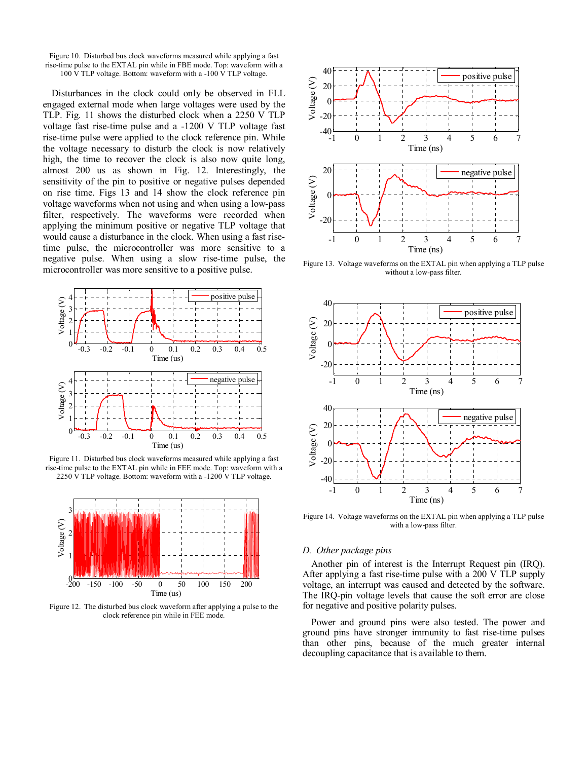Figure 10. Disturbed bus clock waveforms measured while applying a fast rise-time pulse to the EXTAL pin while in FBE mode. Top: waveform with a 100 V TLP voltage. Bottom: waveform with a -100 V TLP voltage.

Disturbances in the clock could only be observed in FLL engaged external mode when large voltages were used by the TLP. Fig. 11 shows the disturbed clock when a 2250 V TLP voltage fast rise-time pulse and a -1200 V TLP voltage fast rise-time pulse were applied to the clock reference pin. While the voltage necessary to disturb the clock is now relatively high, the time to recover the clock is also now quite long, almost 200 us as shown in Fig. 12. Interestingly, the sensitivity of the pin to positive or negative pulses depended on rise time. Figs 13 and 14 show the clock reference pin voltage waveforms when not using and when using a low-pass filter, respectively. The waveforms were recorded when applying the minimum positive or negative TLP voltage that would cause a disturbance in the clock. When using a fast rise-time pulse, the microcontroller was more sensitive to a negative pulse. When using a slow rise-time pulse, the microcontroller was more sensitive to a positive pulse.

Figure 11. Disturbed bus clock waveforms measured while applying a fast rise-time pulse to the EXTAL pin while in FEE mode. Top: waveform with a 2250 V TLP voltage. Bottom: waveform with a -1200 V TLP voltage.

Figure 12. The disturbed bus clock waveform after applying a pulse to the clock reference pin while in FEE mode.

Figure 13. Voltage waveforms on the EXTAL pin when applying a TLP pulse without a low-pass filter.

Figure 14. Voltage waveforms on the EXTAL pin when applying a TLP pulse with a low-pass filter.

### *D. Other package pins*

Another pin of interest is the Interrupt Request pin (IRQ). After applying a fast rise-time pulse with a 200 V TLP supply voltage, an interrupt was caused and detected by the software. The IRQ-pin voltage levels that cause the soft error are close for negative and positive polarity pulses.

Power and ground pins were also tested. The power and ground pins have stronger immunity to fast rise-time pulses than other pins, because of the much greater internal decoupling capacitance that is available to them.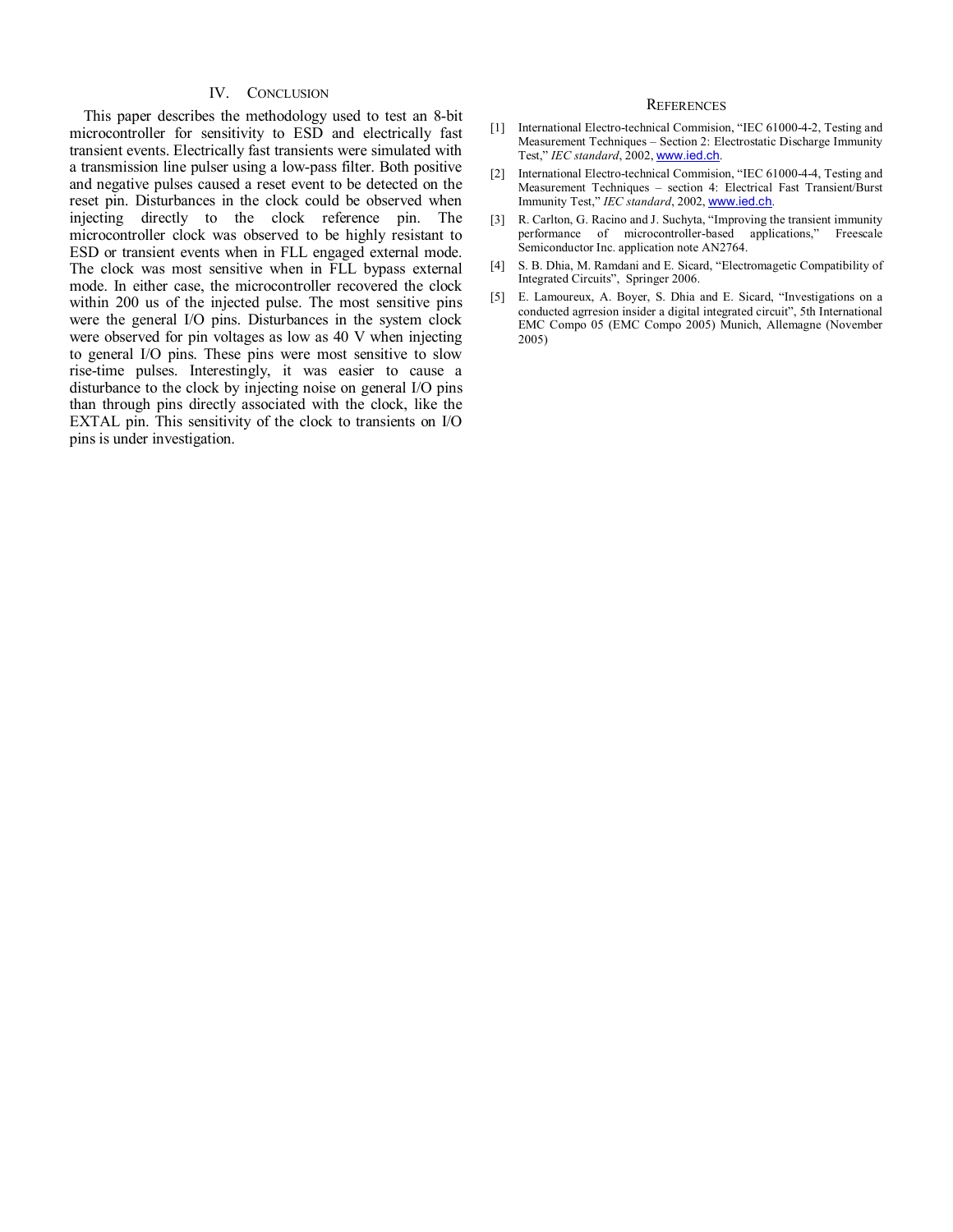## IV. CONCLUSION

This paper describes the methodology used to test an 8-bit microcontroller for sensitivity to ESD and electrically fast transient events. Electrically fast transients were simulated with a transmission line pulser using a low-pass filter. Both positive and negative pulses caused a reset event to be detected on the reset pin. Disturbances in the clock could be observed when injecting directly to the clock reference pin. The microcontroller clock was observed to be highly resistant to ESD or transient events when in FLL engaged external mode. The clock was most sensitive when in FLL bypass external mode. In either case, the microcontroller recovered the clock within 200 us of the injected pulse. The most sensitive pins were the general I/O pins. Disturbances in the system clock were observed for pin voltages as low as 40 V when injecting to general I/O pins. These pins were most sensitive to slow rise-time pulses. Interestingly, it was easier to cause a disturbance to the clock by injecting noise on general I/O pins than through pins directly associated with the clock, like the EXTAL pin. This sensitivity of the clock to transients on I/O pins is under investigation.

## REFERENCES

[1] International Electro-technical Commision, "IEC 61000-4-2, Testing and Measurement Techniques – Section 2: Electrostatic Discharge Immunity Test," *IEC standard*, 2002, www.ied.ch.

[2] International Electro-technical Commision, "IEC 61000-4-4, Testing and Measurement Techniques – section 4: Electrical Fast Transient/Burst Immunity Test," *IEC standard*, 2002, www.ied.ch.

[3] R. Carlton, G. Racino and J. Suchyta, "Improving the transient immunity performance of microcontroller-based applications," Freescale Semiconductor Inc. application note AN2764.

[4] S. B. Dhia, M. Ramdani and E. Sicard, "Electromagetic Compatibility of Integrated Circuits", Springer 2006.

[5] E. Lamoureux, A. Boyer, S. Dhia and E. Sicard, "Investigations on a conducted agrresion insider a digital integrated circuit", 5th International EMC Compo 05 (EMC Compo 2005) Munich, Allemagne (November 2005)